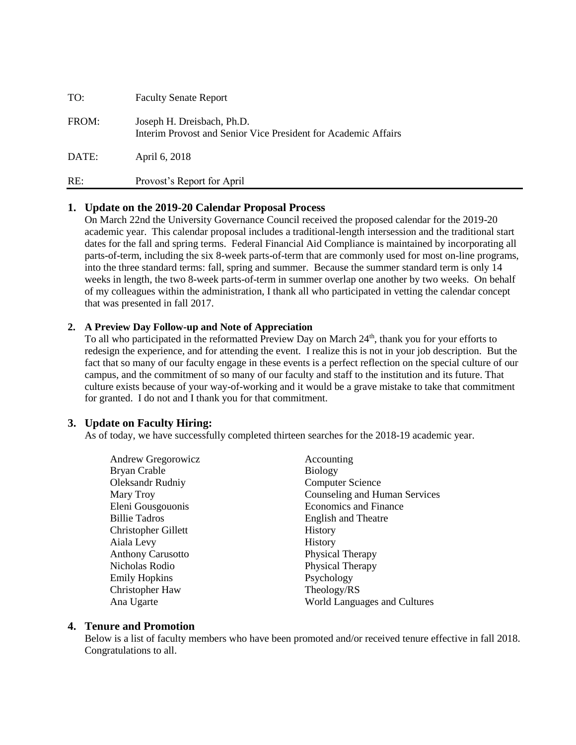| | |
|---|---|
| TO: | Faculty Senate Report |
| FROM: | Joseph H. Dreisbach, Ph.D.<br>Interim Provost and Senior Vice President for Academic Affairs |
| DATE: | April 6, 2018 |
| RE: | Provost's Report for April |

## 1. Update on the 2019-20 Calendar Proposal Process

On March 22nd the University Governance Council received the proposed calendar for the 2019-20 academic year. This calendar proposal includes a traditional-length intersession and the traditional start dates for the fall and spring terms. Federal Financial Aid Compliance is maintained by incorporating all parts-of-term, including the six 8-week parts-of-term that are commonly used for most on-line programs, into the three standard terms: fall, spring and summer. Because the summer standard term is only 14 weeks in length, the two 8-week parts-of-term in summer overlap one another by two weeks. On behalf of my colleagues within the administration, I thank all who participated in vetting the calendar concept that was presented in fall 2017.

## 2. A Preview Day Follow-up and Note of Appreciation

To all who participated in the reformatted Preview Day on March 24th, thank you for your efforts to redesign the experience, and for attending the event. I realize this is not in your job description. But the fact that so many of our faculty engage in these events is a perfect reflection on the special culture of our campus, and the commitment of so many of our faculty and staff to the institution and its future. That culture exists because of your way-of-working and it would be a grave mistake to take that commitment for granted. I do not and I thank you for that commitment.

## 3. Update on Faculty Hiring:

As of today, we have successfully completed thirteen searches for the 2018-19 academic year.

| | |
|---|---|
| Andrew Gregorowicz | Accounting |
| Bryan Crable | Biology |
| Oleksandr Rudniy | Computer Science |
| Mary Troy | Counseling and Human Services |
| Eleni Gousgouonis | Economics and Finance |
| Billie Tadros | English and Theatre |
| Christopher Gillett | History |
| Aiala Levy | History |
| Anthony Carusotto | Physical Therapy |
| Nicholas Rodio | Physical Therapy |
| Emily Hopkins | Psychology |
| Christopher Haw | Theology/RS |
| Ana Ugarte | World Languages and Cultures |

## 4. Tenure and Promotion

Below is a list of faculty members who have been promoted and/or received tenure effective in fall 2018. Congratulations to all.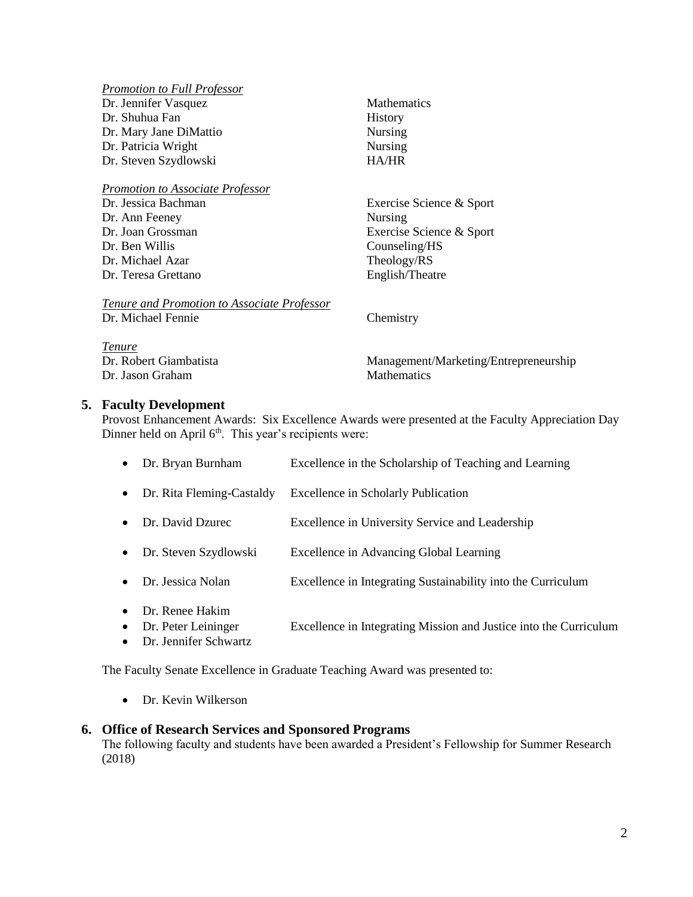*Promotion to Full Professor*

| | |
|---|---|
| Dr. Jennifer Vasquez | Mathematics |
| Dr. Shuhua Fan | History |
| Dr. Mary Jane DiMattio | Nursing |
| Dr. Patricia Wright | Nursing |
| Dr. Steven Szydlowski | HA/HR |

*Promotion to Associate Professor*

| | |
|---|---|
| Dr. Jessica Bachman | Exercise Science & Sport |
| Dr. Ann Feeney | Nursing |
| Dr. Joan Grossman | Exercise Science & Sport |
| Dr. Ben Willis | Counseling/HS |
| Dr. Michael Azar | Theology/RS |
| Dr. Teresa Grettano | English/Theatre |

*Tenure and Promotion to Associate Professor*

| | |
|---|---|
| Dr. Michael Fennie | Chemistry |

*Tenure*

| | |
|---|---|
| Dr. Robert Giambatista | Management/Marketing/Entrepreneurship |
| Dr. Jason Graham | Mathematics |

## 5. Faculty Development

Provost Enhancement Awards: Six Excellence Awards were presented at the Faculty Appreciation Day Dinner held on April 6th. This year's recipients were:

- Dr. Bryan Burnham — Excellence in the Scholarship of Teaching and Learning
- Dr. Rita Fleming-Castaldy — Excellence in Scholarly Publication
- Dr. David Dzurec — Excellence in University Service and Leadership
- Dr. Steven Szydlowski — Excellence in Advancing Global Learning
- Dr. Jessica Nolan — Excellence in Integrating Sustainability into the Curriculum
- Dr. Renee Hakim
- Dr. Peter Leininger — Excellence in Integrating Mission and Justice into the Curriculum
- Dr. Jennifer Schwartz

The Faculty Senate Excellence in Graduate Teaching Award was presented to:

- Dr. Kevin Wilkerson

## 6. Office of Research Services and Sponsored Programs

The following faculty and students have been awarded a President's Fellowship for Summer Research (2018)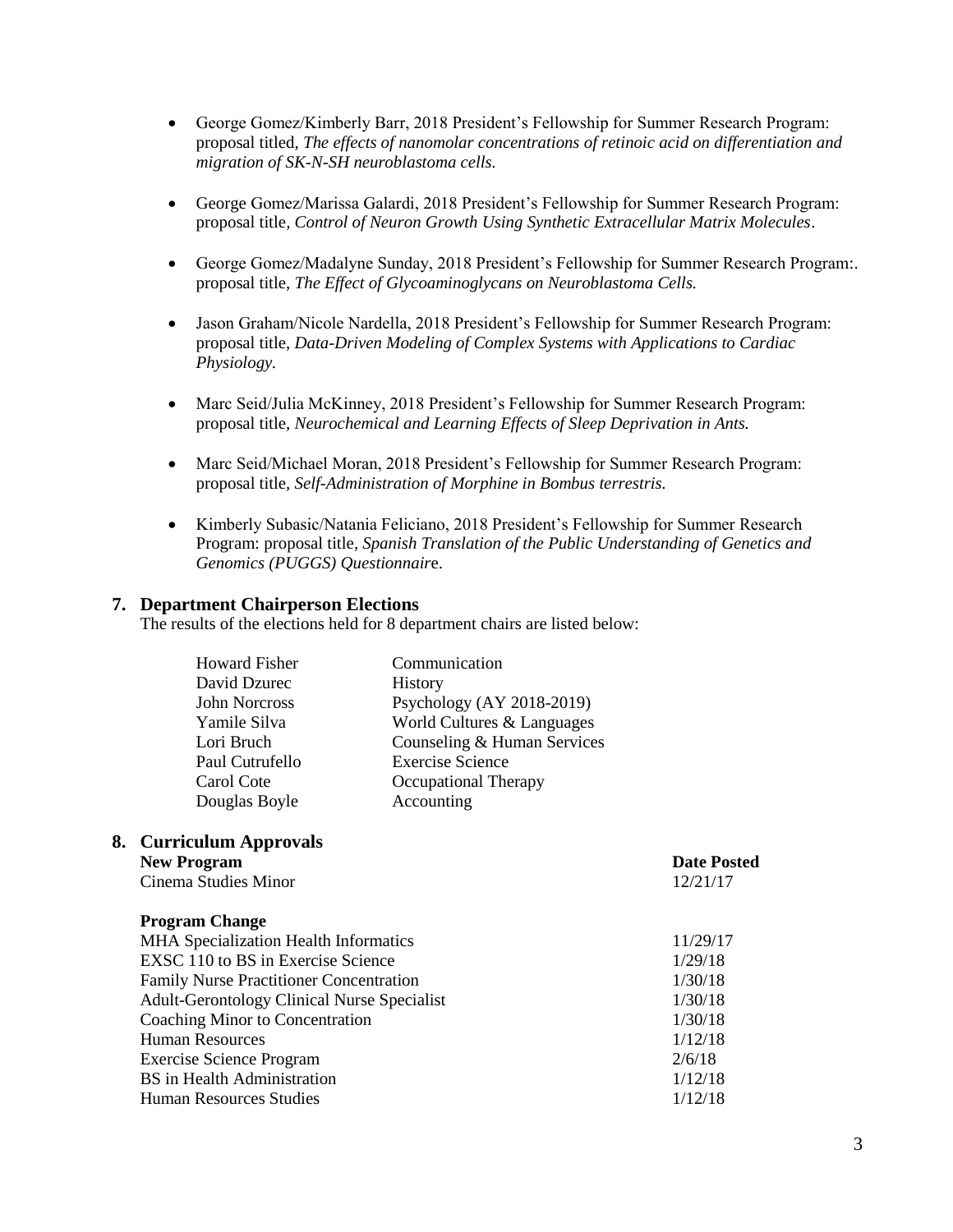- George Gomez/Kimberly Barr, 2018 President's Fellowship for Summer Research Program: proposal titled, *The effects of nanomolar concentrations of retinoic acid on differentiation and migration of SK-N-SH neuroblastoma cells.*

- George Gomez/Marissa Galardi, 2018 President's Fellowship for Summer Research Program: proposal title, *Control of Neuron Growth Using Synthetic Extracellular Matrix Molecules*.

- George Gomez/Madalyne Sunday, 2018 President's Fellowship for Summer Research Program:. proposal title, *The Effect of Glycoaminoglycans on Neuroblastoma Cells.*

- Jason Graham/Nicole Nardella, 2018 President's Fellowship for Summer Research Program: proposal title, *Data-Driven Modeling of Complex Systems with Applications to Cardiac Physiology.*

- Marc Seid/Julia McKinney, 2018 President's Fellowship for Summer Research Program: proposal title, *Neurochemical and Learning Effects of Sleep Deprivation in Ants.*

- Marc Seid/Michael Moran, 2018 President's Fellowship for Summer Research Program: proposal title, *Self-Administration of Morphine in Bombus terrestris.*

- Kimberly Subasic/Natania Feliciano, 2018 President's Fellowship for Summer Research Program: proposal title, *Spanish Translation of the Public Understanding of Genetics and Genomics (PUGGS) Questionnair*e.

## 7. Department Chairperson Elections

The results of the elections held for 8 department chairs are listed below:

| | |
|---|---|
| Howard Fisher | Communication |
| David Dzurec | History |
| John Norcross | Psychology (AY 2018-2019) |
| Yamile Silva | World Cultures & Languages |
| Lori Bruch | Counseling & Human Services |
| Paul Cutrufello | Exercise Science |
| Carol Cote | Occupational Therapy |
| Douglas Boyle | Accounting |

## 8. Curriculum Approvals

| **New Program** | **Date Posted** |
|---|---|
| Cinema Studies Minor | 12/21/17 |

| **Program Change** | |
|---|---|
| MHA Specialization Health Informatics | 11/29/17 |
| EXSC 110 to BS in Exercise Science | 1/29/18 |
| Family Nurse Practitioner Concentration | 1/30/18 |
| Adult-Gerontology Clinical Nurse Specialist | 1/30/18 |
| Coaching Minor to Concentration | 1/30/18 |
| Human Resources | 1/12/18 |
| Exercise Science Program | 2/6/18 |
| BS in Health Administration | 1/12/18 |
| Human Resources Studies | 1/12/18 |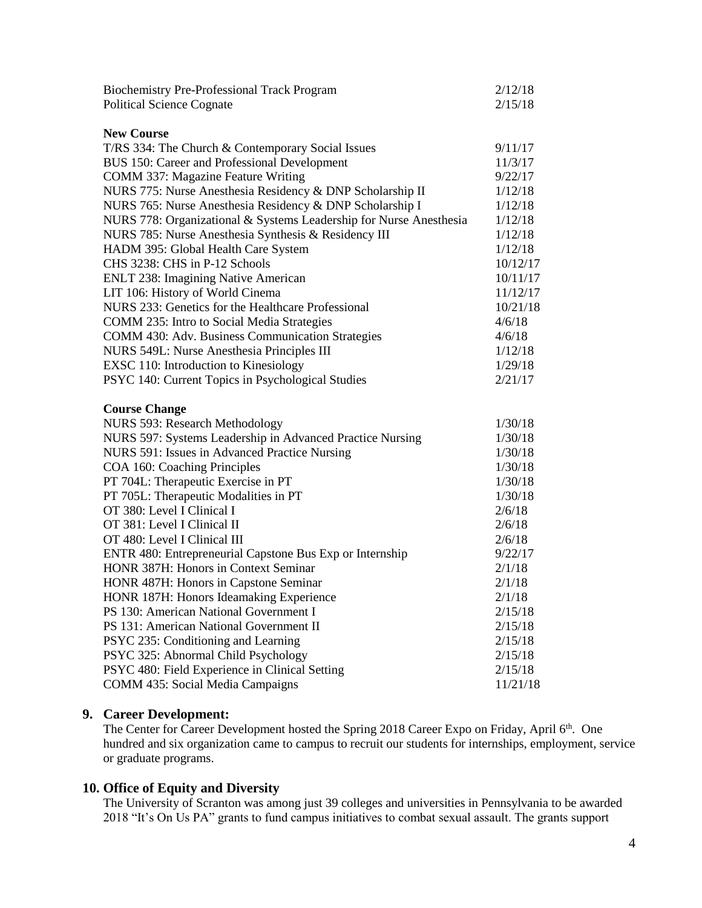| | |
|---|---|
| Biochemistry Pre-Professional Track Program | 2/12/18 |
| Political Science Cognate | 2/15/18 |

**New Course**

| | |
|---|---|
| T/RS 334: The Church & Contemporary Social Issues | 9/11/17 |
| BUS 150: Career and Professional Development | 11/3/17 |
| COMM 337: Magazine Feature Writing | 9/22/17 |
| NURS 775: Nurse Anesthesia Residency & DNP Scholarship II | 1/12/18 |
| NURS 765: Nurse Anesthesia Residency & DNP Scholarship I | 1/12/18 |
| NURS 778: Organizational & Systems Leadership for Nurse Anesthesia | 1/12/18 |
| NURS 785: Nurse Anesthesia Synthesis & Residency III | 1/12/18 |
| HADM 395: Global Health Care System | 1/12/18 |
| CHS 3238: CHS in P-12 Schools | 10/12/17 |
| ENLT 238: Imagining Native American | 10/11/17 |
| LIT 106: History of World Cinema | 11/12/17 |
| NURS 233: Genetics for the Healthcare Professional | 10/21/18 |
| COMM 235: Intro to Social Media Strategies | 4/6/18 |
| COMM 430: Adv. Business Communication Strategies | 4/6/18 |
| NURS 549L: Nurse Anesthesia Principles III | 1/12/18 |
| EXSC 110: Introduction to Kinesiology | 1/29/18 |
| PSYC 140: Current Topics in Psychological Studies | 2/21/17 |

**Course Change**

| | |
|---|---|
| NURS 593: Research Methodology | 1/30/18 |
| NURS 597: Systems Leadership in Advanced Practice Nursing | 1/30/18 |
| NURS 591: Issues in Advanced Practice Nursing | 1/30/18 |
| COA 160: Coaching Principles | 1/30/18 |
| PT 704L: Therapeutic Exercise in PT | 1/30/18 |
| PT 705L: Therapeutic Modalities in PT | 1/30/18 |
| OT 380: Level I Clinical I | 2/6/18 |
| OT 381: Level I Clinical II | 2/6/18 |
| OT 480: Level I Clinical III | 2/6/18 |
| ENTR 480: Entrepreneurial Capstone Bus Exp or Internship | 9/22/17 |
| HONR 387H: Honors in Context Seminar | 2/1/18 |
| HONR 487H: Honors in Capstone Seminar | 2/1/18 |
| HONR 187H: Honors Ideamaking Experience | 2/1/18 |
| PS 130: American National Government I | 2/15/18 |
| PS 131: American National Government II | 2/15/18 |
| PSYC 235: Conditioning and Learning | 2/15/18 |
| PSYC 325: Abnormal Child Psychology | 2/15/18 |
| PSYC 480: Field Experience in Clinical Setting | 2/15/18 |
| COMM 435: Social Media Campaigns | 11/21/18 |

## 9. Career Development:

The Center for Career Development hosted the Spring 2018 Career Expo on Friday, April 6th. One hundred and six organization came to campus to recruit our students for internships, employment, service or graduate programs.

## 10. Office of Equity and Diversity

The University of Scranton was among just 39 colleges and universities in Pennsylvania to be awarded 2018 "It's On Us PA" grants to fund campus initiatives to combat sexual assault. The grants support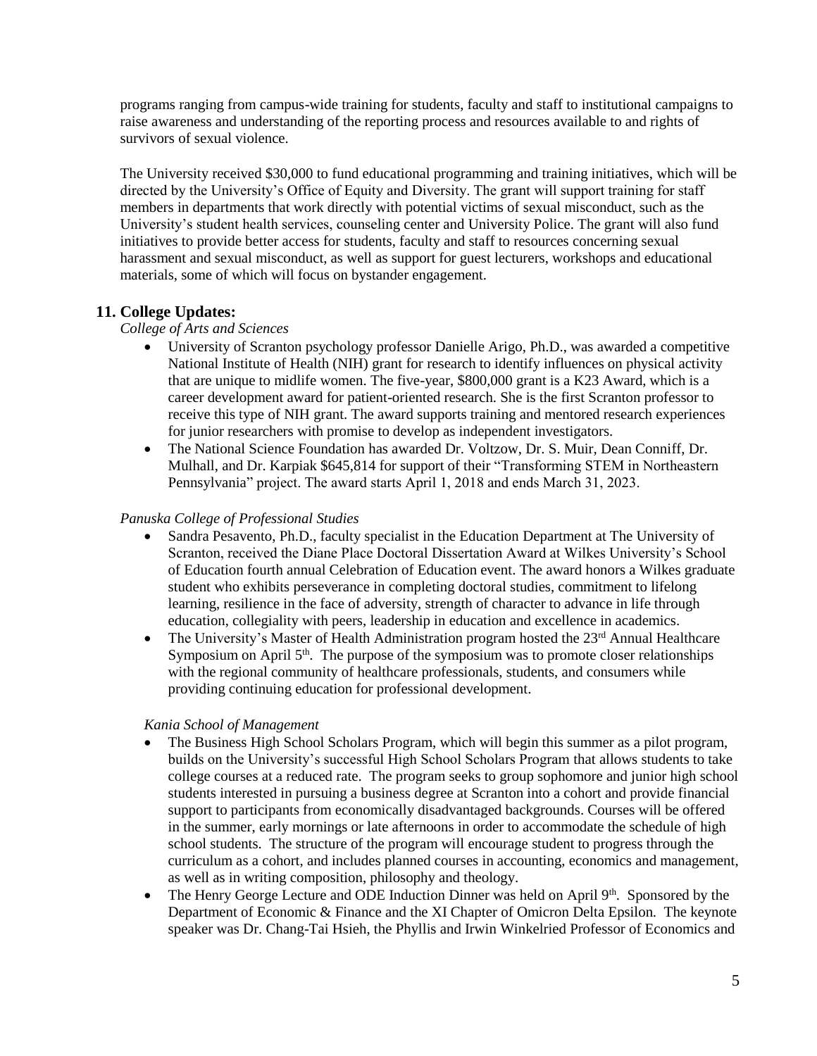programs ranging from campus-wide training for students, faculty and staff to institutional campaigns to raise awareness and understanding of the reporting process and resources available to and rights of survivors of sexual violence.

The University received $30,000 to fund educational programming and training initiatives, which will be directed by the University's Office of Equity and Diversity. The grant will support training for staff members in departments that work directly with potential victims of sexual misconduct, such as the University's student health services, counseling center and University Police. The grant will also fund initiatives to provide better access for students, faculty and staff to resources concerning sexual harassment and sexual misconduct, as well as support for guest lecturers, workshops and educational materials, some of which will focus on bystander engagement.

## 11. College Updates:

*College of Arts and Sciences*

- University of Scranton psychology professor Danielle Arigo, Ph.D., was awarded a competitive National Institute of Health (NIH) grant for research to identify influences on physical activity that are unique to midlife women. The five-year, $800,000 grant is a K23 Award, which is a career development award for patient-oriented research. She is the first Scranton professor to receive this type of NIH grant. The award supports training and mentored research experiences for junior researchers with promise to develop as independent investigators.
- The National Science Foundation has awarded Dr. Voltzow, Dr. S. Muir, Dean Conniff, Dr. Mulhall, and Dr. Karpiak $645,814 for support of their "Transforming STEM in Northeastern Pennsylvania" project. The award starts April 1, 2018 and ends March 31, 2023.

*Panuska College of Professional Studies*

- Sandra Pesavento, Ph.D., faculty specialist in the Education Department at The University of Scranton, received the Diane Place Doctoral Dissertation Award at Wilkes University's School of Education fourth annual Celebration of Education event. The award honors a Wilkes graduate student who exhibits perseverance in completing doctoral studies, commitment to lifelong learning, resilience in the face of adversity, strength of character to advance in life through education, collegiality with peers, leadership in education and excellence in academics.
- The University's Master of Health Administration program hosted the 23rd Annual Healthcare Symposium on April 5th. The purpose of the symposium was to promote closer relationships with the regional community of healthcare professionals, students, and consumers while providing continuing education for professional development.

*Kania School of Management*

- The Business High School Scholars Program, which will begin this summer as a pilot program, builds on the University's successful High School Scholars Program that allows students to take college courses at a reduced rate. The program seeks to group sophomore and junior high school students interested in pursuing a business degree at Scranton into a cohort and provide financial support to participants from economically disadvantaged backgrounds. Courses will be offered in the summer, early mornings or late afternoons in order to accommodate the schedule of high school students. The structure of the program will encourage student to progress through the curriculum as a cohort, and includes planned courses in accounting, economics and management, as well as in writing composition, philosophy and theology.
- The Henry George Lecture and ODE Induction Dinner was held on April 9th. Sponsored by the Department of Economic & Finance and the XI Chapter of Omicron Delta Epsilon. The keynote speaker was Dr. Chang-Tai Hsieh, the Phyllis and Irwin Winkelried Professor of Economics and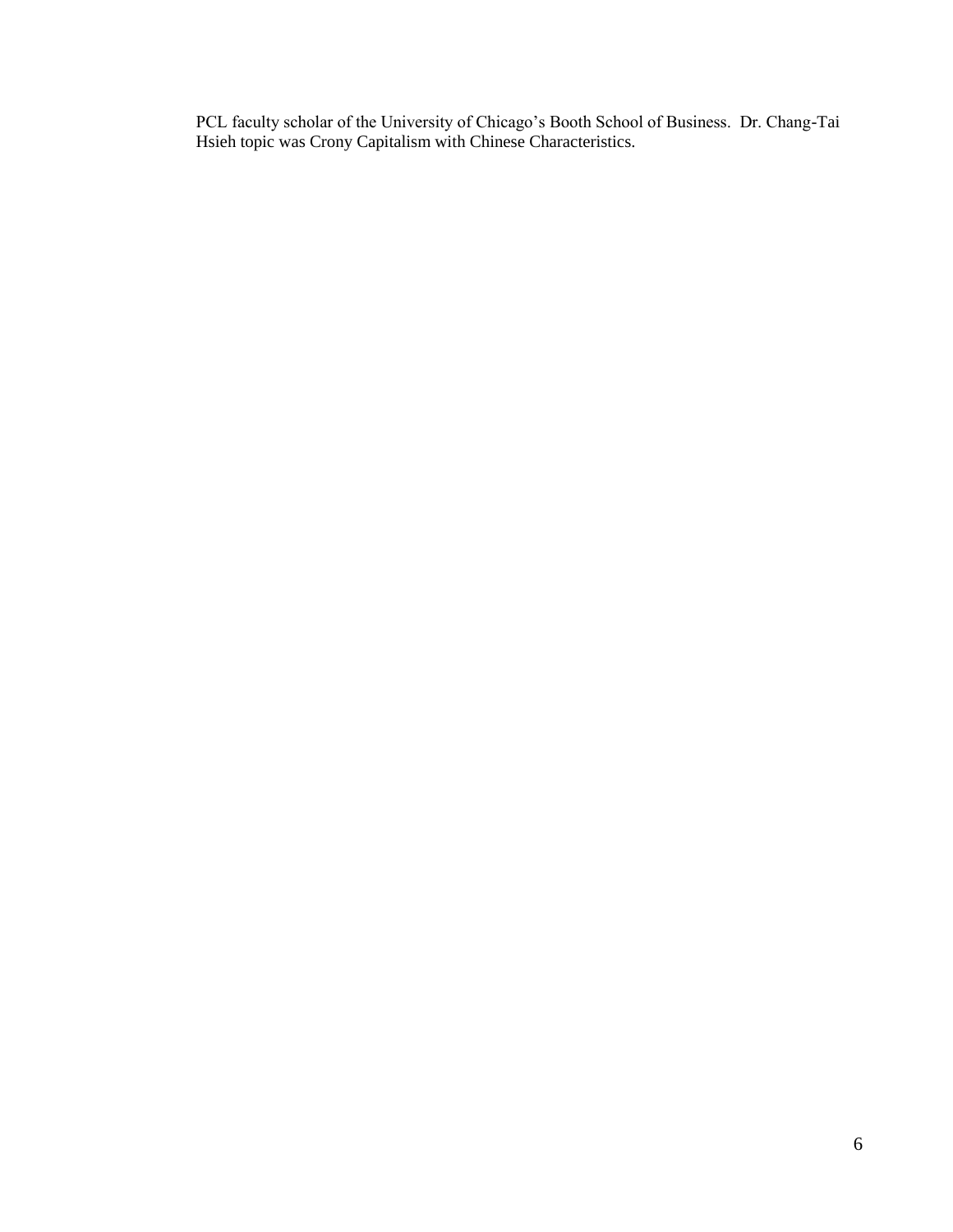PCL faculty scholar of the University of Chicago's Booth School of Business. Dr. Chang-Tai Hsieh topic was Crony Capitalism with Chinese Characteristics.